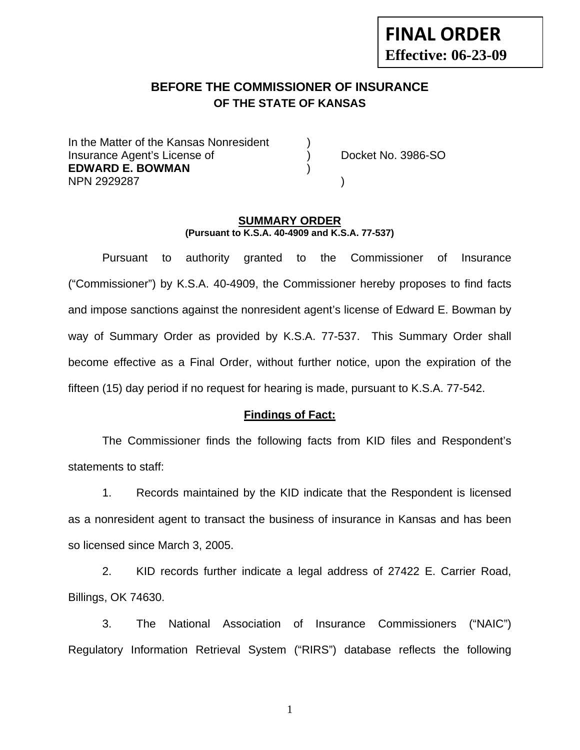**FINAL ORDER**
**Effective: 06-23-09**

# BEFORE THE COMMISSIONER OF INSURANCE
## OF THE STATE OF KANSAS

In the Matter of the Kansas Nonresident )
Insurance Agent's License of ) Docket No. 3986-SO
**EDWARD E. BOWMAN** )
NPN 2929287 )

**SUMMARY ORDER**
**(Pursuant to K.S.A. 40-4909 and K.S.A. 77-537)**

Pursuant to authority granted to the Commissioner of Insurance ("Commissioner") by K.S.A. 40-4909, the Commissioner hereby proposes to find facts and impose sanctions against the nonresident agent's license of Edward E. Bowman by way of Summary Order as provided by K.S.A. 77-537. This Summary Order shall become effective as a Final Order, without further notice, upon the expiration of the fifteen (15) day period if no request for hearing is made, pursuant to K.S.A. 77-542.

**Findings of Fact:**

The Commissioner finds the following facts from KID files and Respondent's statements to staff:

1. Records maintained by the KID indicate that the Respondent is licensed as a nonresident agent to transact the business of insurance in Kansas and has been so licensed since March 3, 2005.

2. KID records further indicate a legal address of 27422 E. Carrier Road, Billings, OK 74630.

3. The National Association of Insurance Commissioners ("NAIC") Regulatory Information Retrieval System ("RIRS") database reflects the following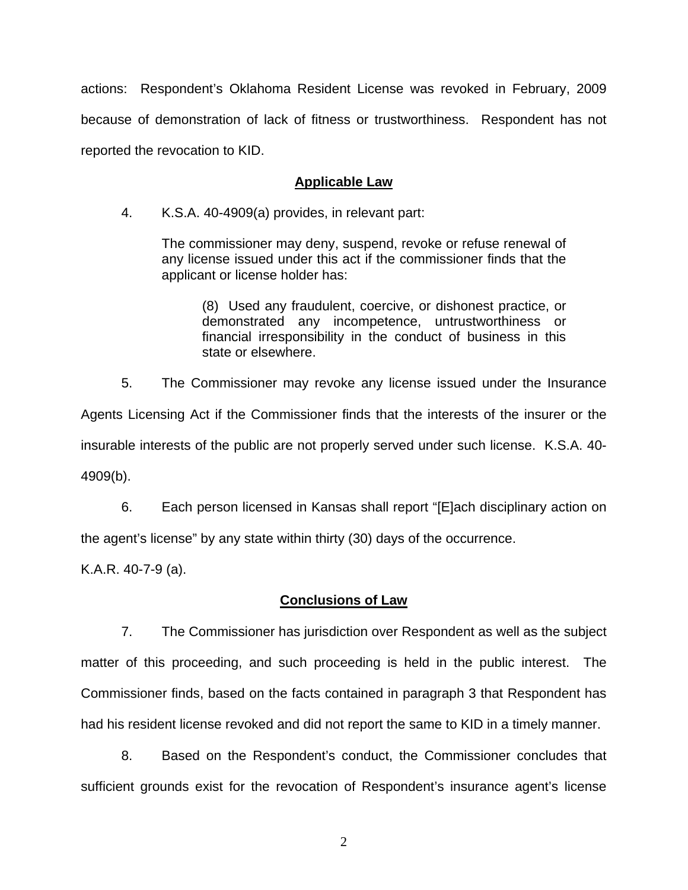actions: Respondent's Oklahoma Resident License was revoked in February, 2009 because of demonstration of lack of fitness or trustworthiness. Respondent has not reported the revocation to KID.

## Applicable Law

4. K.S.A. 40-4909(a) provides, in relevant part:

> The commissioner may deny, suspend, revoke or refuse renewal of any license issued under this act if the commissioner finds that the applicant or license holder has:
>
> > (8) Used any fraudulent, coercive, or dishonest practice, or demonstrated any incompetence, untrustworthiness or financial irresponsibility in the conduct of business in this state or elsewhere.

5. The Commissioner may revoke any license issued under the Insurance Agents Licensing Act if the Commissioner finds that the interests of the insurer or the insurable interests of the public are not properly served under such license. K.S.A. 40-4909(b).

6. Each person licensed in Kansas shall report "[E]ach disciplinary action on the agent's license" by any state within thirty (30) days of the occurrence. K.A.R. 40-7-9 (a).

## Conclusions of Law

7. The Commissioner has jurisdiction over Respondent as well as the subject matter of this proceeding, and such proceeding is held in the public interest. The Commissioner finds, based on the facts contained in paragraph 3 that Respondent has had his resident license revoked and did not report the same to KID in a timely manner.

8. Based on the Respondent's conduct, the Commissioner concludes that sufficient grounds exist for the revocation of Respondent's insurance agent's license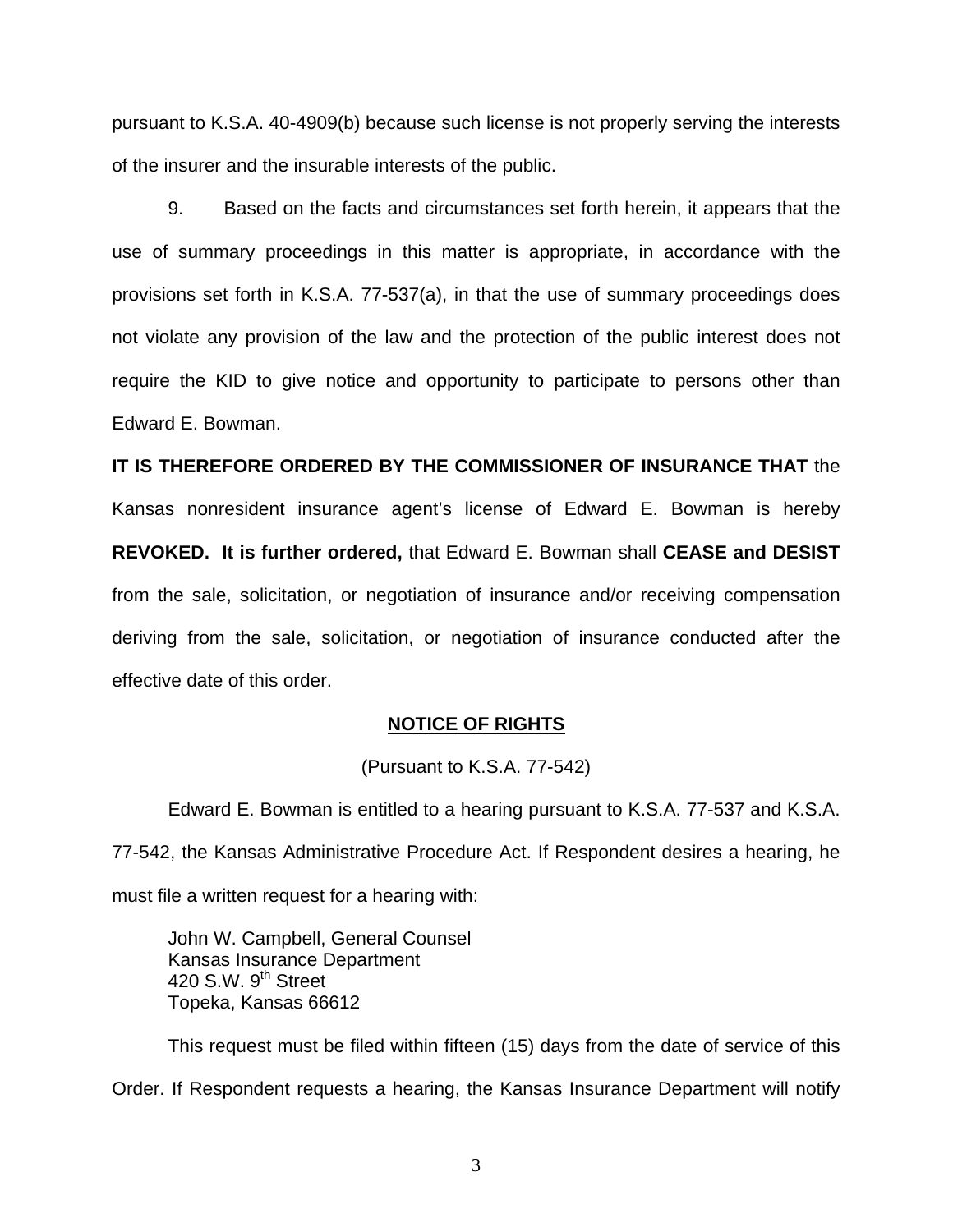pursuant to K.S.A. 40-4909(b) because such license is not properly serving the interests of the insurer and the insurable interests of the public.

9. Based on the facts and circumstances set forth herein, it appears that the use of summary proceedings in this matter is appropriate, in accordance with the provisions set forth in K.S.A. 77-537(a), in that the use of summary proceedings does not violate any provision of the law and the protection of the public interest does not require the KID to give notice and opportunity to participate to persons other than Edward E. Bowman.

**IT IS THEREFORE ORDERED BY THE COMMISSIONER OF INSURANCE THAT** the Kansas nonresident insurance agent's license of Edward E. Bowman is hereby **REVOKED. It is further ordered,** that Edward E. Bowman shall **CEASE and DESIST** from the sale, solicitation, or negotiation of insurance and/or receiving compensation deriving from the sale, solicitation, or negotiation of insurance conducted after the effective date of this order.

## NOTICE OF RIGHTS

(Pursuant to K.S.A. 77-542)

Edward E. Bowman is entitled to a hearing pursuant to K.S.A. 77-537 and K.S.A. 77-542, the Kansas Administrative Procedure Act. If Respondent desires a hearing, he must file a written request for a hearing with:

John W. Campbell, General Counsel
Kansas Insurance Department
420 S.W. 9th Street
Topeka, Kansas 66612

This request must be filed within fifteen (15) days from the date of service of this Order. If Respondent requests a hearing, the Kansas Insurance Department will notify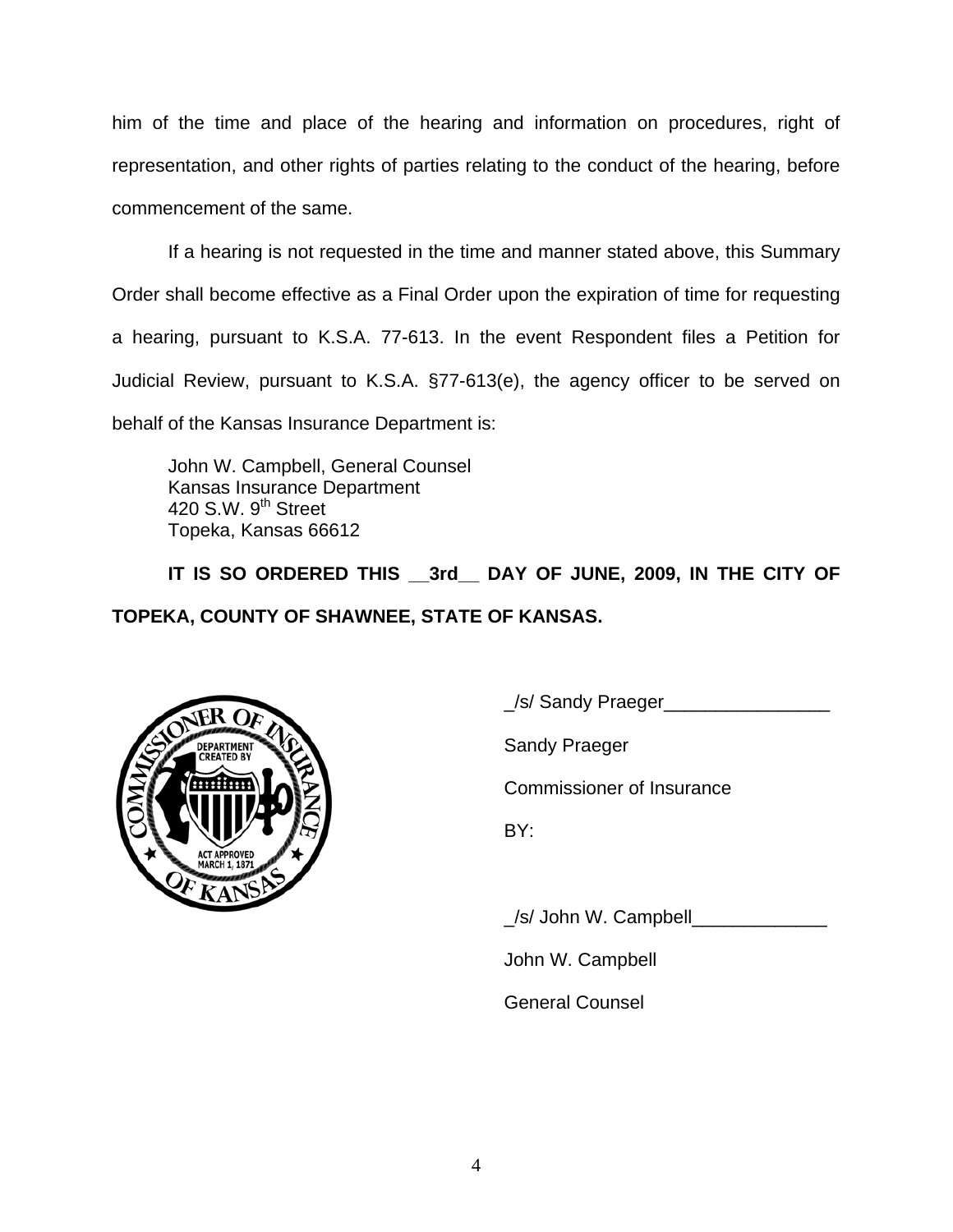him of the time and place of the hearing and information on procedures, right of representation, and other rights of parties relating to the conduct of the hearing, before commencement of the same.

If a hearing is not requested in the time and manner stated above, this Summary Order shall become effective as a Final Order upon the expiration of time for requesting a hearing, pursuant to K.S.A. 77-613. In the event Respondent files a Petition for Judicial Review, pursuant to K.S.A. §77-613(e), the agency officer to be served on behalf of the Kansas Insurance Department is:

John W. Campbell, General Counsel
Kansas Insurance Department
420 S.W. 9th Street
Topeka, Kansas 66612

**IT IS SO ORDERED THIS __3rd__ DAY OF JUNE, 2009, IN THE CITY OF TOPEKA, COUNTY OF SHAWNEE, STATE OF KANSAS.**

_/s/ Sandy Praeger________________

Sandy Praeger

Commissioner of Insurance

BY:

_/s/ John W. Campbell_____________

John W. Campbell

General Counsel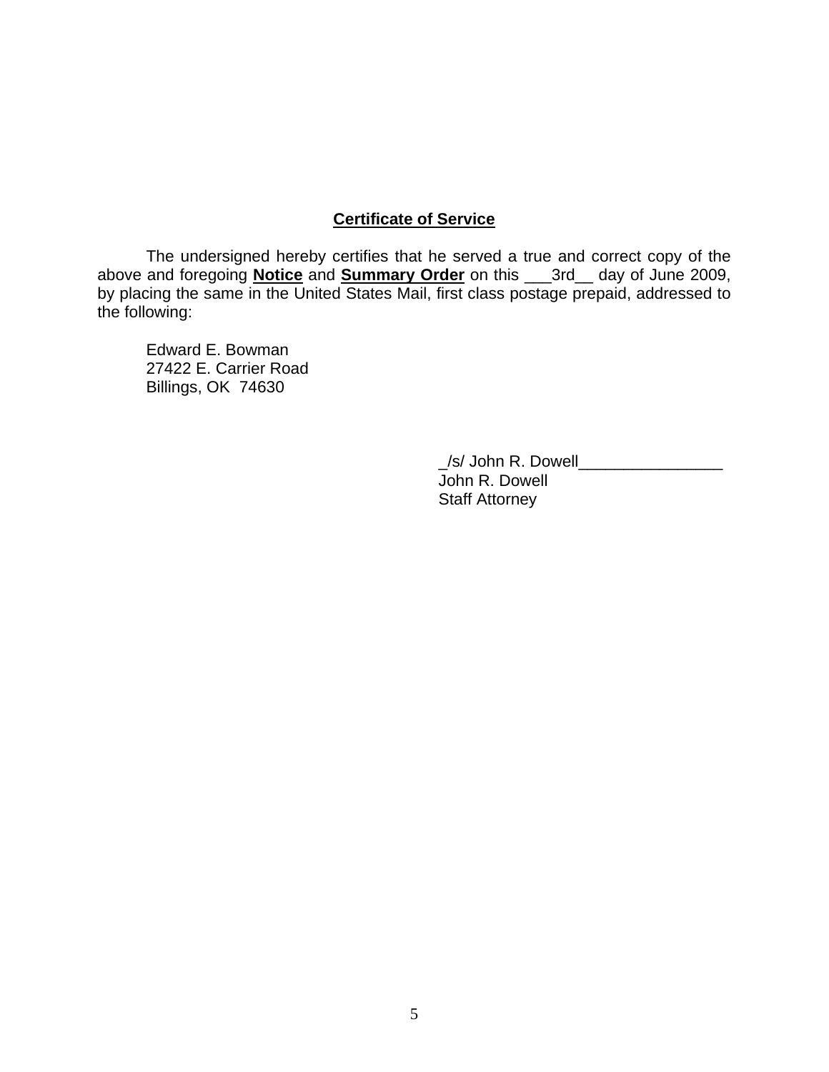**Certificate of Service**

The undersigned hereby certifies that he served a true and correct copy of the above and foregoing **Notice** and **Summary Order** on this ___3rd__ day of June 2009, by placing the same in the United States Mail, first class postage prepaid, addressed to the following:

Edward E. Bowman
27422 E. Carrier Road
Billings, OK 74630

_/s/ John R. Dowell________________
John R. Dowell
Staff Attorney